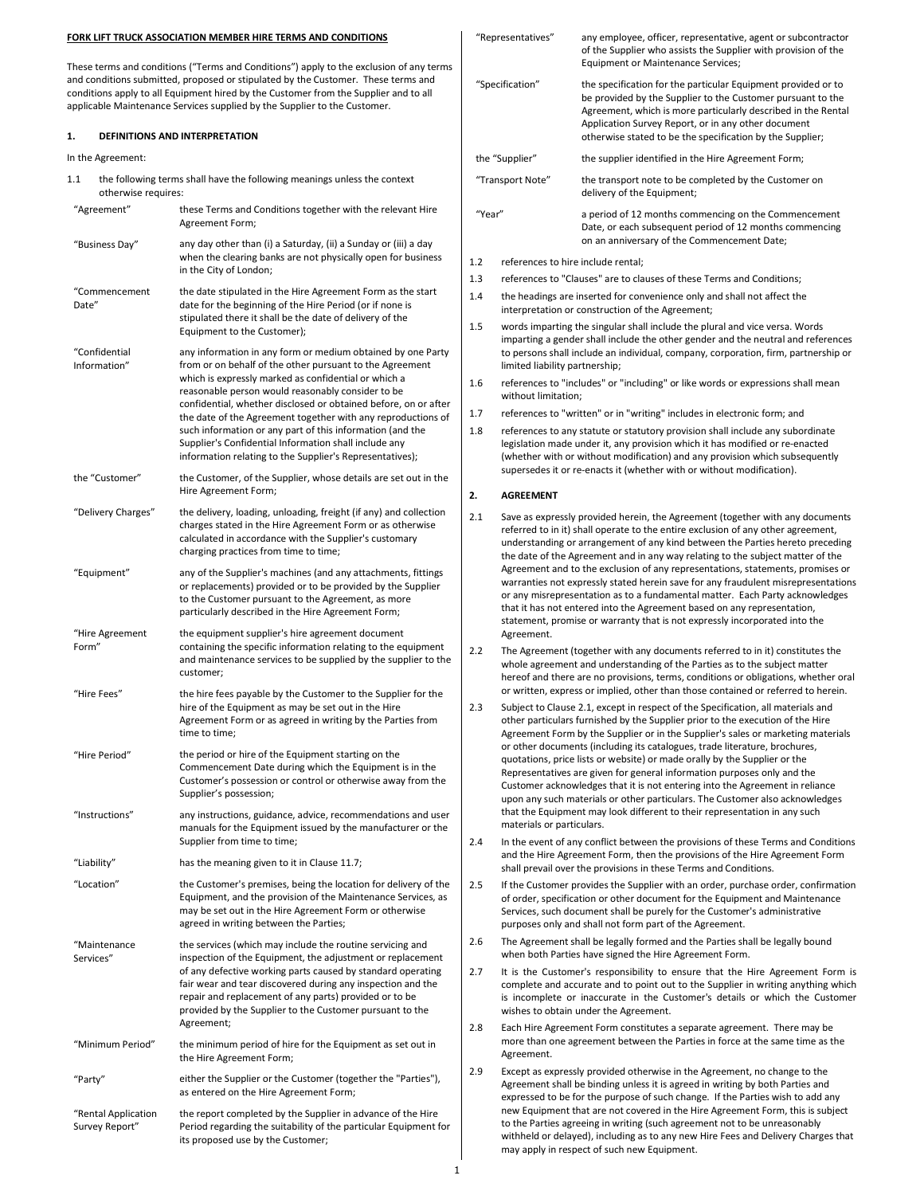**FORK LIFT TRUCK ASSOCIATION MEMBER HIRE TERMS AND CONDITIONS**

These terms and conditions ("Terms and Conditions") apply to the exclusion of any terms and conditions submitted, proposed or stipulated by the Customer. These terms and conditions apply to all Equipment hired by the Customer from the Supplier and to all applicable Maintenance Services supplied by the Supplier to the Customer.

## 1. DEFINITIONS AND INTERPRETATION

In the Agreement:

1.1 the following terms shall have the following meanings unless the context otherwise requires:

| Term | Meaning |
|---|---|
| "Agreement" | these Terms and Conditions together with the relevant Hire Agreement Form; |
| "Business Day" | any day other than (i) a Saturday, (ii) a Sunday or (iii) a day when the clearing banks are not physically open for business in the City of London; |
| "Commencement Date" | the date stipulated in the Hire Agreement Form as the start date for the beginning of the Hire Period (or if none is stipulated there it shall be the date of delivery of the Equipment to the Customer); |
| "Confidential Information" | any information in any form or medium obtained by one Party from or on behalf of the other pursuant to the Agreement which is expressly marked as confidential or which a reasonable person would reasonably consider to be confidential, whether disclosed or obtained before, on or after the date of the Agreement together with any reproductions of such information or any part of this information (and the Supplier's Confidential Information shall include any information relating to the Supplier's Representatives); |
| the "Customer" | the Customer, of the Supplier, whose details are set out in the Hire Agreement Form; |
| "Delivery Charges" | the delivery, loading, unloading, freight (if any) and collection charges stated in the Hire Agreement Form or as otherwise calculated in accordance with the Supplier's customary charging practices from time to time; |
| "Equipment" | any of the Supplier's machines (and any attachments, fittings or replacements) provided or to be provided by the Supplier to the Customer pursuant to the Agreement, as more particularly described in the Hire Agreement Form; |
| "Hire Agreement Form" | the equipment supplier's hire agreement document containing the specific information relating to the equipment and maintenance services to be supplied by the supplier to the customer; |
| "Hire Fees" | the hire fees payable by the Customer to the Supplier for the hire of the Equipment as may be set out in the Hire Agreement Form or as agreed in writing by the Parties from time to time; |
| "Hire Period" | the period or hire of the Equipment starting on the Commencement Date during which the Equipment is in the Customer's possession or control or otherwise away from the Supplier's possession; |
| "Instructions" | any instructions, guidance, advice, recommendations and user manuals for the Equipment issued by the manufacturer or the Supplier from time to time; |
| "Liability" | has the meaning given to it in Clause 11.7; |
| "Location" | the Customer's premises, being the location for delivery of the Equipment, and the provision of the Maintenance Services, as may be set out in the Hire Agreement Form or otherwise agreed in writing between the Parties; |
| "Maintenance Services" | the services (which may include the routine servicing and inspection of the Equipment, the adjustment or replacement of any defective working parts caused by standard operating fair wear and tear discovered during any inspection and the repair and replacement of any parts) provided or to be provided by the Supplier to the Customer pursuant to the Agreement; |
| "Minimum Period" | the minimum period of hire for the Equipment as set out in the Hire Agreement Form; |
| "Party" | either the Supplier or the Customer (together the "Parties"), as entered on the Hire Agreement Form; |
| "Rental Application Survey Report" | the report completed by the Supplier in advance of the Hire Period regarding the suitability of the particular Equipment for its proposed use by the Customer; |
| "Representatives" | any employee, officer, representative, agent or subcontractor of the Supplier who assists the Supplier with provision of the Equipment or Maintenance Services; |
| "Specification" | the specification for the particular Equipment provided or to be provided by the Supplier to the Customer pursuant to the Agreement, which is more particularly described in the Rental Application Survey Report, or in any other document otherwise stated to be the specification by the Supplier; |
| the "Supplier" | the supplier identified in the Hire Agreement Form; |
| "Transport Note" | the transport note to be completed by the Customer on delivery of the Equipment; |
| "Year" | a period of 12 months commencing on the Commencement Date, or each subsequent period of 12 months commencing on an anniversary of the Commencement Date; |

1.2 references to hire include rental;

1.3 references to "Clauses" are to clauses of these Terms and Conditions;

1.4 the headings are inserted for convenience only and shall not affect the interpretation or construction of the Agreement;

1.5 words imparting the singular shall include the plural and vice versa. Words imparting a gender shall include the other gender and the neutral and references to persons shall include an individual, company, corporation, firm, partnership or limited liability partnership;

1.6 references to "includes" or "including" or like words or expressions shall mean without limitation;

1.7 references to "written" or in "writing" includes in electronic form; and

1.8 references to any statute or statutory provision shall include any subordinate legislation made under it, any provision which it has modified or re-enacted (whether with or without modification) and any provision which subsequently supersedes it or re-enacts it (whether with or without modification).

## 2. AGREEMENT

2.1 Save as expressly provided herein, the Agreement (together with any documents referred to in it) shall operate to the entire exclusion of any other agreement, understanding or arrangement of any kind between the Parties hereto preceding the date of the Agreement and in any way relating to the subject matter of the Agreement and to the exclusion of any representations, statements, promises or warranties not expressly stated herein save for any fraudulent misrepresentations or any misrepresentation as to a fundamental matter. Each Party acknowledges that it has not entered into the Agreement based on any representation, statement, promise or warranty that is not expressly incorporated into the Agreement.

2.2 The Agreement (together with any documents referred to in it) constitutes the whole agreement and understanding of the Parties as to the subject matter hereof and there are no provisions, terms, conditions or obligations, whether oral or written, express or implied, other than those contained or referred to herein.

2.3 Subject to Clause 2.1, except in respect of the Specification, all materials and other particulars furnished by the Supplier prior to the execution of the Hire Agreement Form by the Supplier or in the Supplier's sales or marketing materials or other documents (including its catalogues, trade literature, brochures, quotations, price lists or website) or made orally by the Supplier or the Representatives are given for general information purposes only and the Customer acknowledges that it is not entering into the Agreement in reliance upon any such materials or other particulars. The Customer also acknowledges that the Equipment may look different to their representation in any such materials or particulars.

2.4 In the event of any conflict between the provisions of these Terms and Conditions and the Hire Agreement Form, then the provisions of the Hire Agreement Form shall prevail over the provisions in these Terms and Conditions.

2.5 If the Customer provides the Supplier with an order, purchase order, confirmation of order, specification or other document for the Equipment and Maintenance Services, such document shall be purely for the Customer's administrative purposes only and shall not form part of the Agreement.

2.6 The Agreement shall be legally formed and the Parties shall be legally bound when both Parties have signed the Hire Agreement Form.

2.7 It is the Customer's responsibility to ensure that the Hire Agreement Form is complete and accurate and to point out to the Supplier in writing anything which is incomplete or inaccurate in the Customer's details or which the Customer wishes to obtain under the Agreement.

2.8 Each Hire Agreement Form constitutes a separate agreement. There may be more than one agreement between the Parties in force at the same time as the Agreement.

2.9 Except as expressly provided otherwise in the Agreement, no change to the Agreement shall be binding unless it is agreed in writing by both Parties and expressed to be for the purpose of such change. If the Parties wish to add any new Equipment that are not covered in the Hire Agreement Form, this is subject to the Parties agreeing in writing (such agreement not to be unreasonably withheld or delayed), including as to any new Hire Fees and Delivery Charges that may apply in respect of such new Equipment.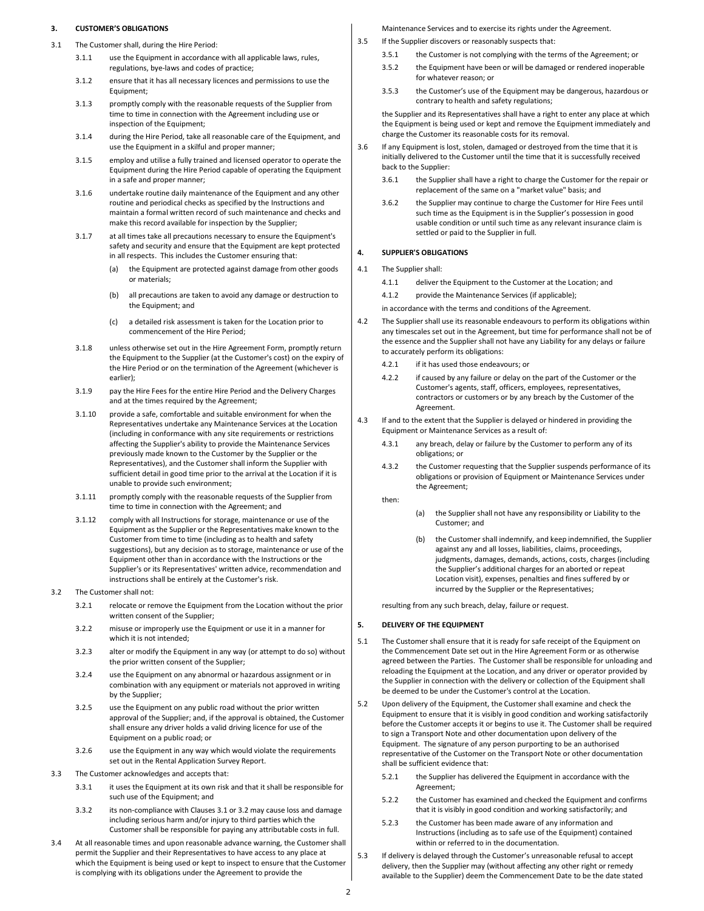## 3. CUSTOMER'S OBLIGATIONS

3.1 The Customer shall, during the Hire Period:

3.1.1 use the Equipment in accordance with all applicable laws, rules, regulations, bye-laws and codes of practice;

3.1.2 ensure that it has all necessary licences and permissions to use the Equipment;

3.1.3 promptly comply with the reasonable requests of the Supplier from time to time in connection with the Agreement including use or inspection of the Equipment;

3.1.4 during the Hire Period, take all reasonable care of the Equipment, and use the Equipment in a skilful and proper manner;

3.1.5 employ and utilise a fully trained and licensed operator to operate the Equipment during the Hire Period capable of operating the Equipment in a safe and proper manner;

3.1.6 undertake routine daily maintenance of the Equipment and any other routine and periodical checks as specified by the Instructions and maintain a formal written record of such maintenance and checks and make this record available for inspection by the Supplier;

3.1.7 at all times take all precautions necessary to ensure the Equipment's safety and security and ensure that the Equipment are kept protected in all respects. This includes the Customer ensuring that:

(a) the Equipment are protected against damage from other goods or materials;

(b) all precautions are taken to avoid any damage or destruction to the Equipment; and

(c) a detailed risk assessment is taken for the Location prior to commencement of the Hire Period;

3.1.8 unless otherwise set out in the Hire Agreement Form, promptly return the Equipment to the Supplier (at the Customer's cost) on the expiry of the Hire Period or on the termination of the Agreement (whichever is earlier);

3.1.9 pay the Hire Fees for the entire Hire Period and the Delivery Charges and at the times required by the Agreement;

3.1.10 provide a safe, comfortable and suitable environment for when the Representatives undertake any Maintenance Services at the Location (including in conformance with any site requirements or restrictions affecting the Supplier's ability to provide the Maintenance Services previously made known to the Customer by the Supplier or the Representatives), and the Customer shall inform the Supplier with sufficient detail in good time prior to the arrival at the Location if it is unable to provide such environment;

3.1.11 promptly comply with the reasonable requests of the Supplier from time to time in connection with the Agreement; and

3.1.12 comply with all Instructions for storage, maintenance or use of the Equipment as the Supplier or the Representatives make known to the Customer from time to time (including as to health and safety suggestions), but any decision as to storage, maintenance or use of the Equipment other than in accordance with the Instructions or the Supplier's or its Representatives' written advice, recommendation and instructions shall be entirely at the Customer's risk.

3.2 The Customer shall not:

3.2.1 relocate or remove the Equipment from the Location without the prior written consent of the Supplier;

3.2.2 misuse or improperly use the Equipment or use it in a manner for which it is not intended;

3.2.3 alter or modify the Equipment in any way (or attempt to do so) without the prior written consent of the Supplier;

3.2.4 use the Equipment on any abnormal or hazardous assignment or in combination with any equipment or materials not approved in writing by the Supplier;

3.2.5 use the Equipment on any public road without the prior written approval of the Supplier; and, if the approval is obtained, the Customer shall ensure any driver holds a valid driving licence for use of the Equipment on a public road; or

3.2.6 use the Equipment in any way which would violate the requirements set out in the Rental Application Survey Report.

3.3 The Customer acknowledges and accepts that:

3.3.1 it uses the Equipment at its own risk and that it shall be responsible for such use of the Equipment; and

3.3.2 its non-compliance with Clauses 3.1 or 3.2 may cause loss and damage including serious harm and/or injury to third parties which the Customer shall be responsible for paying any attributable costs in full.

3.4 At all reasonable times and upon reasonable advance warning, the Customer shall permit the Supplier and their Representatives to have access to any place at which the Equipment is being used or kept to inspect to ensure that the Customer is complying with its obligations under the Agreement to provide the Maintenance Services and to exercise its rights under the Agreement.

3.5 If the Supplier discovers or reasonably suspects that:

3.5.1 the Customer is not complying with the terms of the Agreement; or

3.5.2 the Equipment have been or will be damaged or rendered inoperable for whatever reason; or

3.5.3 the Customer's use of the Equipment may be dangerous, hazardous or contrary to health and safety regulations;

the Supplier and its Representatives shall have a right to enter any place at which the Equipment is being used or kept and remove the Equipment immediately and charge the Customer its reasonable costs for its removal.

3.6 If any Equipment is lost, stolen, damaged or destroyed from the time that it is initially delivered to the Customer until the time that it is successfully received back to the Supplier:

3.6.1 the Supplier shall have a right to charge the Customer for the repair or replacement of the same on a "market value" basis; and

3.6.2 the Supplier may continue to charge the Customer for Hire Fees until such time as the Equipment is in the Supplier's possession in good usable condition or until such time as any relevant insurance claim is settled or paid to the Supplier in full.

## 4. SUPPLIER'S OBLIGATIONS

4.1 The Supplier shall:

4.1.1 deliver the Equipment to the Customer at the Location; and

4.1.2 provide the Maintenance Services (if applicable);

in accordance with the terms and conditions of the Agreement.

4.2 The Supplier shall use its reasonable endeavours to perform its obligations within any timescales set out in the Agreement, but time for performance shall not be of the essence and the Supplier shall not have any Liability for any delays or failure to accurately perform its obligations:

4.2.1 if it has used those endeavours; or

4.2.2 if caused by any failure or delay on the part of the Customer or the Customer's agents, staff, officers, employees, representatives, contractors or customers or by any breach by the Customer of the Agreement.

4.3 If and to the extent that the Supplier is delayed or hindered in providing the Equipment or Maintenance Services as a result of:

4.3.1 any breach, delay or failure by the Customer to perform any of its obligations; or

4.3.2 the Customer requesting that the Supplier suspends performance of its obligations or provision of Equipment or Maintenance Services under the Agreement;

then:

(a) the Supplier shall not have any responsibility or Liability to the Customer; and

(b) the Customer shall indemnify, and keep indemnified, the Supplier against any and all losses, liabilities, claims, proceedings, judgments, damages, demands, actions, costs, charges (including the Supplier's additional charges for an aborted or repeat Location visit), expenses, penalties and fines suffered by or incurred by the Supplier or the Representatives;

resulting from any such breach, delay, failure or request.

## 5. DELIVERY OF THE EQUIPMENT

5.1 The Customer shall ensure that it is ready for safe receipt of the Equipment on the Commencement Date set out in the Hire Agreement Form or as otherwise agreed between the Parties. The Customer shall be responsible for unloading and reloading the Equipment at the Location, and any driver or operator provided by the Supplier in connection with the delivery or collection of the Equipment shall be deemed to be under the Customer's control at the Location.

5.2 Upon delivery of the Equipment, the Customer shall examine and check the Equipment to ensure that it is visibly in good condition and working satisfactorily before the Customer accepts it or begins to use it. The Customer shall be required to sign a Transport Note and other documentation upon delivery of the Equipment. The signature of any person purporting to be an authorised representative of the Customer on the Transport Note or other documentation shall be sufficient evidence that:

5.2.1 the Supplier has delivered the Equipment in accordance with the Agreement;

5.2.2 the Customer has examined and checked the Equipment and confirms that it is visibly in good condition and working satisfactorily; and

5.2.3 the Customer has been made aware of any information and Instructions (including as to safe use of the Equipment) contained within or referred to in the documentation.

5.3 If delivery is delayed through the Customer's unreasonable refusal to accept delivery, then the Supplier may (without affecting any other right or remedy available to the Supplier) deem the Commencement Date to be the date stated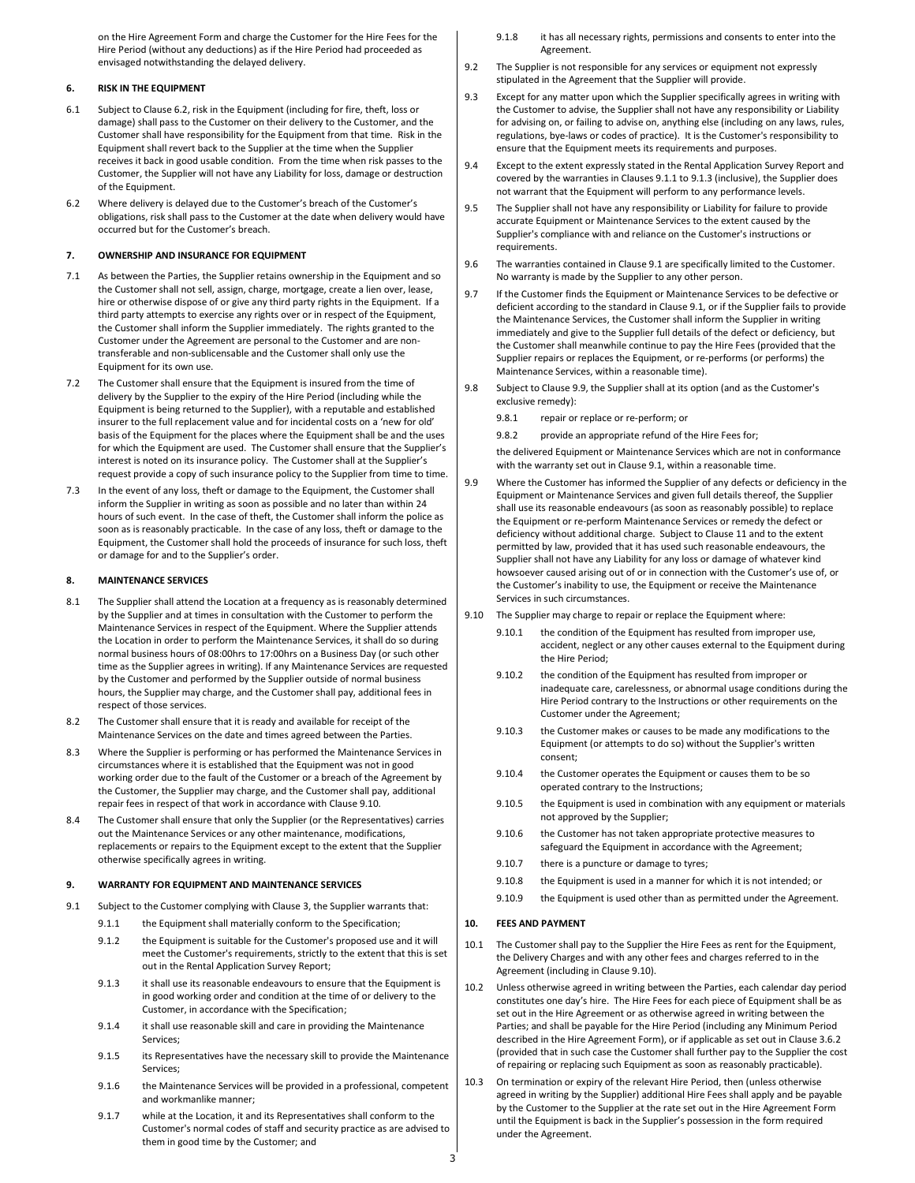on the Hire Agreement Form and charge the Customer for the Hire Fees for the Hire Period (without any deductions) as if the Hire Period had proceeded as envisaged notwithstanding the delayed delivery.

## 6. RISK IN THE EQUIPMENT

6.1 Subject to Clause 6.2, risk in the Equipment (including for fire, theft, loss or damage) shall pass to the Customer on their delivery to the Customer, and the Customer shall have responsibility for the Equipment from that time. Risk in the Equipment shall revert back to the Supplier at the time when the Supplier receives it back in good usable condition. From the time when risk passes to the Customer, the Supplier will not have any Liability for loss, damage or destruction of the Equipment.

6.2 Where delivery is delayed due to the Customer's breach of the Customer's obligations, risk shall pass to the Customer at the date when delivery would have occurred but for the Customer's breach.

## 7. OWNERSHIP AND INSURANCE FOR EQUIPMENT

7.1 As between the Parties, the Supplier retains ownership in the Equipment and so the Customer shall not sell, assign, charge, mortgage, create a lien over, lease, hire or otherwise dispose of or give any third party rights in the Equipment. If a third party attempts to exercise any rights over or in respect of the Equipment, the Customer shall inform the Supplier immediately. The rights granted to the Customer under the Agreement are personal to the Customer and are non-transferable and non-sublicensable and the Customer shall only use the Equipment for its own use.

7.2 The Customer shall ensure that the Equipment is insured from the time of delivery by the Supplier to the expiry of the Hire Period (including while the Equipment is being returned to the Supplier), with a reputable and established insurer to the full replacement value and for incidental costs on a 'new for old' basis of the Equipment for the places where the Equipment shall be and the uses for which the Equipment are used. The Customer shall ensure that the Supplier's interest is noted on its insurance policy. The Customer shall at the Supplier's request provide a copy of such insurance policy to the Supplier from time to time.

7.3 In the event of any loss, theft or damage to the Equipment, the Customer shall inform the Supplier in writing as soon as possible and no later than within 24 hours of such event. In the case of theft, the Customer shall inform the police as soon as is reasonably practicable. In the case of any loss, theft or damage to the Equipment, the Customer shall hold the proceeds of insurance for such loss, theft or damage for and to the Supplier's order.

## 8. MAINTENANCE SERVICES

8.1 The Supplier shall attend the Location at a frequency as is reasonably determined by the Supplier and at times in consultation with the Customer to perform the Maintenance Services in respect of the Equipment. Where the Supplier attends the Location in order to perform the Maintenance Services, it shall do so during normal business hours of 08:00hrs to 17:00hrs on a Business Day (or such other time as the Supplier agrees in writing). If any Maintenance Services are requested by the Customer and performed by the Supplier outside of normal business hours, the Supplier may charge, and the Customer shall pay, additional fees in respect of those services.

8.2 The Customer shall ensure that it is ready and available for receipt of the Maintenance Services on the date and times agreed between the Parties.

8.3 Where the Supplier is performing or has performed the Maintenance Services in circumstances where it is established that the Equipment was not in good working order due to the fault of the Customer or a breach of the Agreement by the Customer, the Supplier may charge, and the Customer shall pay, additional repair fees in respect of that work in accordance with Clause 9.10.

8.4 The Customer shall ensure that only the Supplier (or the Representatives) carries out the Maintenance Services or any other maintenance, modifications, replacements or repairs to the Equipment except to the extent that the Supplier otherwise specifically agrees in writing.

## 9. WARRANTY FOR EQUIPMENT AND MAINTENANCE SERVICES

9.1 Subject to the Customer complying with Clause 3, the Supplier warrants that:

- 9.1.1 the Equipment shall materially conform to the Specification;
- 9.1.2 the Equipment is suitable for the Customer's proposed use and it will meet the Customer's requirements, strictly to the extent that this is set out in the Rental Application Survey Report;
- 9.1.3 it shall use its reasonable endeavours to ensure that the Equipment is in good working order and condition at the time of or delivery to the Customer, in accordance with the Specification;
- 9.1.4 it shall use reasonable skill and care in providing the Maintenance Services;
- 9.1.5 its Representatives have the necessary skill to provide the Maintenance Services;
- 9.1.6 the Maintenance Services will be provided in a professional, competent and workmanlike manner;
- 9.1.7 while at the Location, it and its Representatives shall conform to the Customer's normal codes of staff and security practice as are advised to them in good time by the Customer; and
- 9.1.8 it has all necessary rights, permissions and consents to enter into the Agreement.

9.2 The Supplier is not responsible for any services or equipment not expressly stipulated in the Agreement that the Supplier will provide.

9.3 Except for any matter upon which the Supplier specifically agrees in writing with the Customer to advise, the Supplier shall not have any responsibility or Liability for advising on, or failing to advise on, anything else (including on any laws, rules, regulations, bye-laws or codes of practice). It is the Customer's responsibility to ensure that the Equipment meets its requirements and purposes.

9.4 Except to the extent expressly stated in the Rental Application Survey Report and covered by the warranties in Clauses 9.1.1 to 9.1.3 (inclusive), the Supplier does not warrant that the Equipment will perform to any performance levels.

9.5 The Supplier shall not have any responsibility or Liability for failure to provide accurate Equipment or Maintenance Services to the extent caused by the Supplier's compliance with and reliance on the Customer's instructions or requirements.

9.6 The warranties contained in Clause 9.1 are specifically limited to the Customer. No warranty is made by the Supplier to any other person.

9.7 If the Customer finds the Equipment or Maintenance Services to be defective or deficient according to the standard in Clause 9.1, or if the Supplier fails to provide the Maintenance Services, the Customer shall inform the Supplier in writing immediately and give to the Supplier full details of the defect or deficiency, but the Customer shall meanwhile continue to pay the Hire Fees (provided that the Supplier repairs or replaces the Equipment, or re-performs (or performs) the Maintenance Services, within a reasonable time).

9.8 Subject to Clause 9.9, the Supplier shall at its option (and as the Customer's exclusive remedy):

- 9.8.1 repair or replace or re-perform; or
- 9.8.2 provide an appropriate refund of the Hire Fees for;

the delivered Equipment or Maintenance Services which are not in conformance with the warranty set out in Clause 9.1, within a reasonable time.

9.9 Where the Customer has informed the Supplier of any defects or deficiency in the Equipment or Maintenance Services and given full details thereof, the Supplier shall use its reasonable endeavours (as soon as reasonably possible) to replace the Equipment or re-perform Maintenance Services or remedy the defect or deficiency without additional charge. Subject to Clause 11 and to the extent permitted by law, provided that it has used such reasonable endeavours, the Supplier shall not have any Liability for any loss or damage of whatever kind howsoever caused arising out of or in connection with the Customer's use of, or the Customer's inability to use, the Equipment or receive the Maintenance Services in such circumstances.

9.10 The Supplier may charge to repair or replace the Equipment where:

- 9.10.1 the condition of the Equipment has resulted from improper use, accident, neglect or any other causes external to the Equipment during the Hire Period;
- 9.10.2 the condition of the Equipment has resulted from improper or inadequate care, carelessness, or abnormal usage conditions during the Hire Period contrary to the Instructions or other requirements on the Customer under the Agreement;
- 9.10.3 the Customer makes or causes to be made any modifications to the Equipment (or attempts to do so) without the Supplier's written consent;
- 9.10.4 the Customer operates the Equipment or causes them to be so operated contrary to the Instructions;
- 9.10.5 the Equipment is used in combination with any equipment or materials not approved by the Supplier;
- 9.10.6 the Customer has not taken appropriate protective measures to safeguard the Equipment in accordance with the Agreement;
- 9.10.7 there is a puncture or damage to tyres;
- 9.10.8 the Equipment is used in a manner for which it is not intended; or
- 9.10.9 the Equipment is used other than as permitted under the Agreement.

## 10. FEES AND PAYMENT

10.1 The Customer shall pay to the Supplier the Hire Fees as rent for the Equipment, the Delivery Charges and with any other fees and charges referred to in the Agreement (including in Clause 9.10).

10.2 Unless otherwise agreed in writing between the Parties, each calendar day period constitutes one day's hire. The Hire Fees for each piece of Equipment shall be as set out in the Hire Agreement or as otherwise agreed in writing between the Parties; and shall be payable for the Hire Period (including any Minimum Period described in the Hire Agreement Form), or if applicable as set out in Clause 3.6.2 (provided that in such case the Customer shall further pay to the Supplier the cost of repairing or replacing such Equipment as soon as reasonably practicable).

10.3 On termination or expiry of the relevant Hire Period, then (unless otherwise agreed in writing by the Supplier) additional Hire Fees shall apply and be payable by the Customer to the Supplier at the rate set out in the Hire Agreement Form until the Equipment is back in the Supplier's possession in the form required under the Agreement.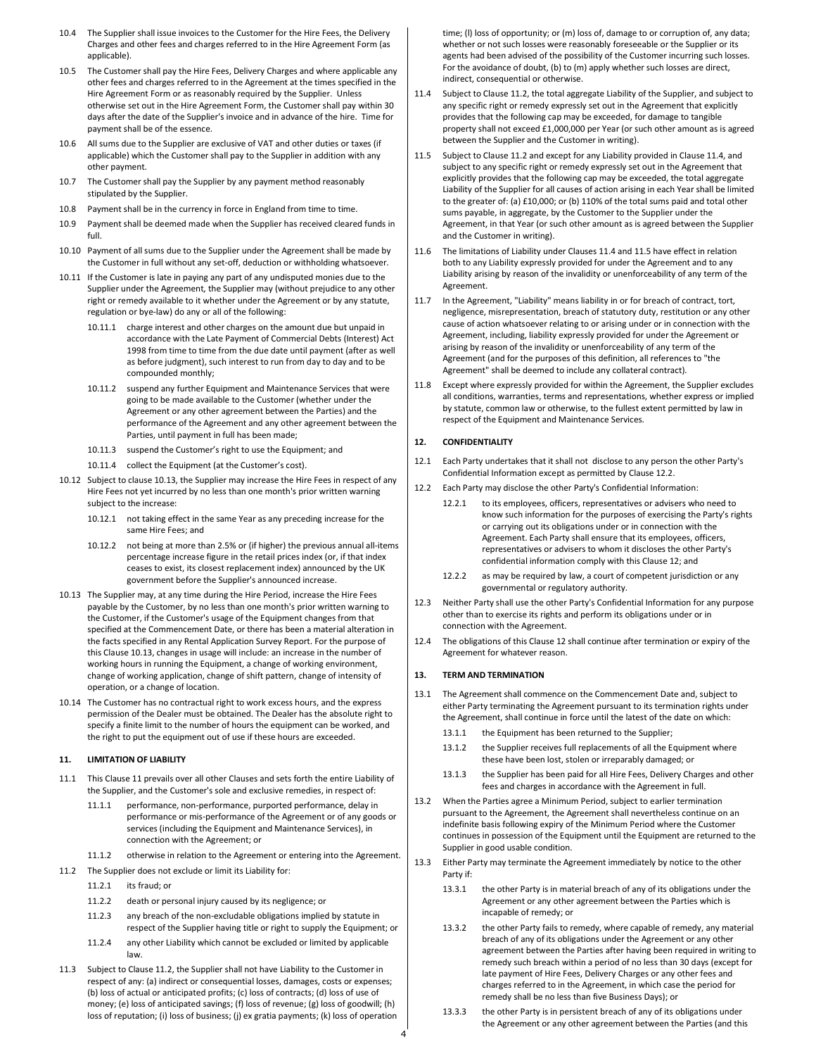10.4 The Supplier shall issue invoices to the Customer for the Hire Fees, the Delivery Charges and other fees and charges referred to in the Hire Agreement Form (as applicable).

10.5 The Customer shall pay the Hire Fees, Delivery Charges and where applicable any other fees and charges referred to in the Agreement at the times specified in the Hire Agreement Form or as reasonably required by the Supplier. Unless otherwise set out in the Hire Agreement Form, the Customer shall pay within 30 days after the date of the Supplier's invoice and in advance of the hire. Time for payment shall be of the essence.

10.6 All sums due to the Supplier are exclusive of VAT and other duties or taxes (if applicable) which the Customer shall pay to the Supplier in addition with any other payment.

10.7 The Customer shall pay the Supplier by any payment method reasonably stipulated by the Supplier.

10.8 Payment shall be in the currency in force in England from time to time.

10.9 Payment shall be deemed made when the Supplier has received cleared funds in full.

10.10 Payment of all sums due to the Supplier under the Agreement shall be made by the Customer in full without any set-off, deduction or withholding whatsoever.

10.11 If the Customer is late in paying any part of any undisputed monies due to the Supplier under the Agreement, the Supplier may (without prejudice to any other right or remedy available to it whether under the Agreement or by any statute, regulation or bye-law) do any or all of the following:

10.11.1 charge interest and other charges on the amount due but unpaid in accordance with the Late Payment of Commercial Debts (Interest) Act 1998 from time to time from the due date until payment (after as well as before judgment), such interest to run from day to day and to be compounded monthly;

10.11.2 suspend any further Equipment and Maintenance Services that were going to be made available to the Customer (whether under the Agreement or any other agreement between the Parties) and the performance of the Agreement and any other agreement between the Parties, until payment in full has been made;

10.11.3 suspend the Customer's right to use the Equipment; and

10.11.4 collect the Equipment (at the Customer's cost).

10.12 Subject to clause 10.13, the Supplier may increase the Hire Fees in respect of any Hire Fees not yet incurred by no less than one month's prior written warning subject to the increase:

10.12.1 not taking effect in the same Year as any preceding increase for the same Hire Fees; and

10.12.2 not being at more than 2.5% or (if higher) the previous annual all-items percentage increase figure in the retail prices index (or, if that index ceases to exist, its closest replacement index) announced by the UK government before the Supplier's announced increase.

10.13 The Supplier may, at any time during the Hire Period, increase the Hire Fees payable by the Customer, by no less than one month's prior written warning to the Customer, if the Customer's usage of the Equipment changes from that specified at the Commencement Date, or there has been a material alteration in the facts specified in any Rental Application Survey Report. For the purpose of this Clause 10.13, changes in usage will include: an increase in the number of working hours in running the Equipment, a change of working environment, change of working application, change of shift pattern, change of intensity of operation, or a change of location.

10.14 The Customer has no contractual right to work excess hours, and the express permission of the Dealer must be obtained. The Dealer has the absolute right to specify a finite limit to the number of hours the equipment can be worked, and the right to put the equipment out of use if these hours are exceeded.

## 11. LIMITATION OF LIABILITY

11.1 This Clause 11 prevails over all other Clauses and sets forth the entire Liability of the Supplier, and the Customer's sole and exclusive remedies, in respect of:

11.1.1 performance, non-performance, purported performance, delay in performance or mis-performance of the Agreement or of any goods or services (including the Equipment and Maintenance Services), in connection with the Agreement; or

11.1.2 otherwise in relation to the Agreement or entering into the Agreement.

11.2 The Supplier does not exclude or limit its Liability for:

11.2.1 its fraud; or

11.2.2 death or personal injury caused by its negligence; or

11.2.3 any breach of the non-excludable obligations implied by statute in respect of the Supplier having title or right to supply the Equipment; or

11.2.4 any other Liability which cannot be excluded or limited by applicable law.

11.3 Subject to Clause 11.2, the Supplier shall not have Liability to the Customer in respect of any: (a) indirect or consequential losses, damages, costs or expenses; (b) loss of actual or anticipated profits; (c) loss of contracts; (d) loss of use of money; (e) loss of anticipated savings; (f) loss of revenue; (g) loss of goodwill; (h) loss of reputation; (i) loss of business; (j) ex gratia payments; (k) loss of operation time; (l) loss of opportunity; or (m) loss of, damage to or corruption of, any data; whether or not such losses were reasonably foreseeable or the Supplier or its agents had been advised of the possibility of the Customer incurring such losses. For the avoidance of doubt, (b) to (m) apply whether such losses are direct, indirect, consequential or otherwise.

11.4 Subject to Clause 11.2, the total aggregate Liability of the Supplier, and subject to any specific right or remedy expressly set out in the Agreement that explicitly provides that the following cap may be exceeded, for damage to tangible property shall not exceed £1,000,000 per Year (or such other amount as is agreed between the Supplier and the Customer in writing).

11.5 Subject to Clause 11.2 and except for any Liability provided in Clause 11.4, and subject to any specific right or remedy expressly set out in the Agreement that explicitly provides that the following cap may be exceeded, the total aggregate Liability of the Supplier for all causes of action arising in each Year shall be limited to the greater of: (a) £10,000; or (b) 110% of the total sums paid and total other sums payable, in aggregate, by the Customer to the Supplier under the Agreement, in that Year (or such other amount as is agreed between the Supplier and the Customer in writing).

11.6 The limitations of Liability under Clauses 11.4 and 11.5 have effect in relation both to any Liability expressly provided for under the Agreement and to any Liability arising by reason of the invalidity or unenforceability of any term of the Agreement.

11.7 In the Agreement, "Liability" means liability in or for breach of contract, tort, negligence, misrepresentation, breach of statutory duty, restitution or any other cause of action whatsoever relating to or arising under or in connection with the Agreement, including, liability expressly provided for under the Agreement or arising by reason of the invalidity or unenforceability of any term of the Agreement (and for the purposes of this definition, all references to "the Agreement" shall be deemed to include any collateral contract).

11.8 Except where expressly provided for within the Agreement, the Supplier excludes all conditions, warranties, terms and representations, whether express or implied by statute, common law or otherwise, to the fullest extent permitted by law in respect of the Equipment and Maintenance Services.

## 12. CONFIDENTIALITY

12.1 Each Party undertakes that it shall not disclose to any person the other Party's Confidential Information except as permitted by Clause 12.2.

12.2 Each Party may disclose the other Party's Confidential Information:

12.2.1 to its employees, officers, representatives or advisers who need to know such information for the purposes of exercising the Party's rights or carrying out its obligations under or in connection with the Agreement. Each Party shall ensure that its employees, officers, representatives or advisers to whom it discloses the other Party's confidential information comply with this Clause 12; and

12.2.2 as may be required by law, a court of competent jurisdiction or any governmental or regulatory authority.

12.3 Neither Party shall use the other Party's Confidential Information for any purpose other than to exercise its rights and perform its obligations under or in connection with the Agreement.

12.4 The obligations of this Clause 12 shall continue after termination or expiry of the Agreement for whatever reason.

## 13. TERM AND TERMINATION

13.1 The Agreement shall commence on the Commencement Date and, subject to either Party terminating the Agreement pursuant to its termination rights under the Agreement, shall continue in force until the latest of the date on which:

13.1.1 the Equipment has been returned to the Supplier;

13.1.2 the Supplier receives full replacements of all the Equipment where these have been lost, stolen or irreparably damaged; or

13.1.3 the Supplier has been paid for all Hire Fees, Delivery Charges and other fees and charges in accordance with the Agreement in full.

13.2 When the Parties agree a Minimum Period, subject to earlier termination pursuant to the Agreement, the Agreement shall nevertheless continue on an indefinite basis following expiry of the Minimum Period where the Customer continues in possession of the Equipment until the Equipment are returned to the Supplier in good usable condition.

13.3 Either Party may terminate the Agreement immediately by notice to the other Party if:

13.3.1 the other Party is in material breach of any of its obligations under the Agreement or any other agreement between the Parties which is incapable of remedy; or

13.3.2 the other Party fails to remedy, where capable of remedy, any material breach of any of its obligations under the Agreement or any other agreement between the Parties after having been required in writing to remedy such breach within a period of no less than 30 days (except for late payment of Hire Fees, Delivery Charges or any other fees and charges referred to in the Agreement, in which case the period for remedy shall be no less than five Business Days); or

13.3.3 the other Party is in persistent breach of any of its obligations under the Agreement or any other agreement between the Parties (and this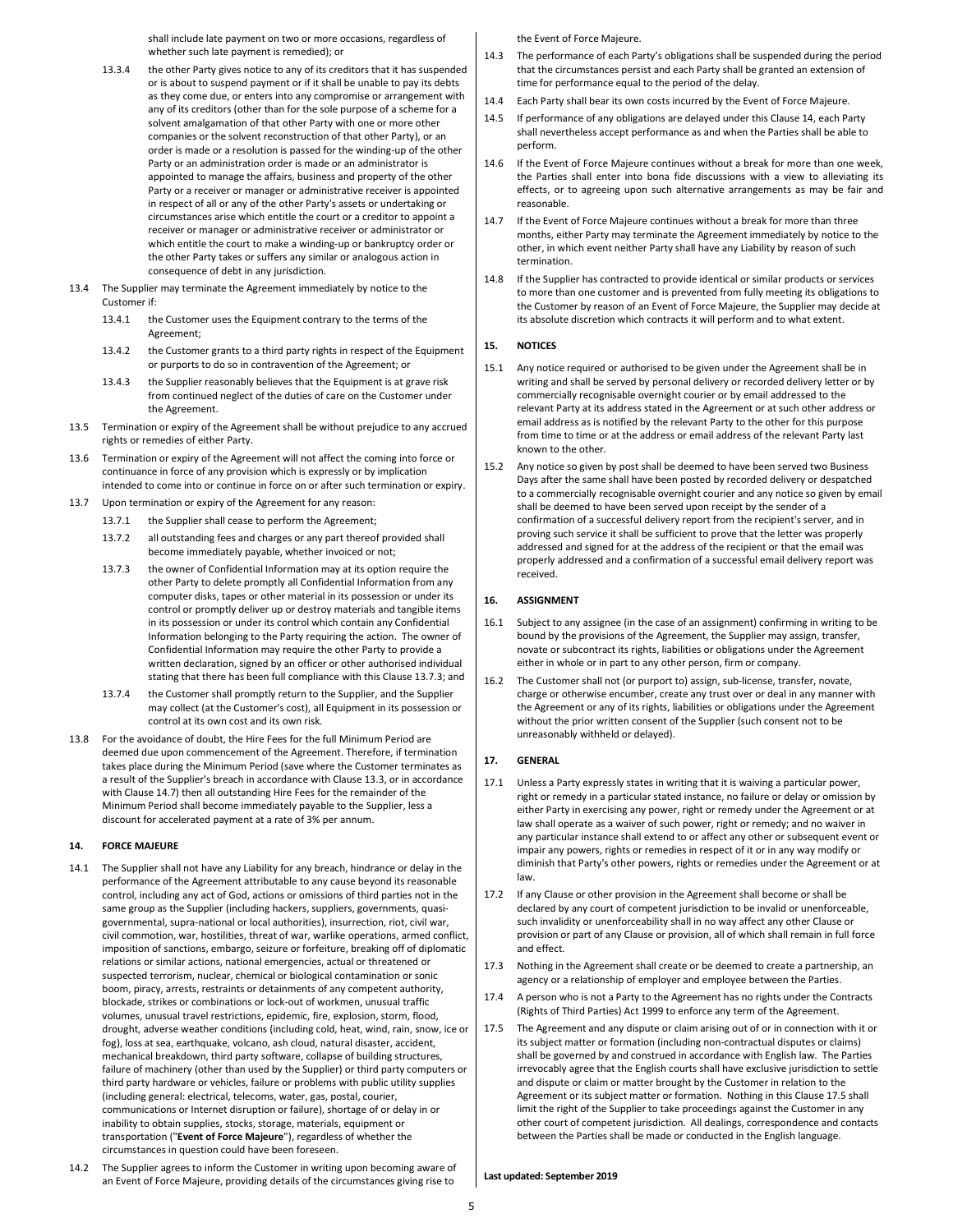shall include late payment on two or more occasions, regardless of whether such late payment is remedied); or

13.3.4 the other Party gives notice to any of its creditors that it has suspended or is about to suspend payment or if it shall be unable to pay its debts as they come due, or enters into any compromise or arrangement with any of its creditors (other than for the sole purpose of a scheme for a solvent amalgamation of that other Party with one or more other companies or the solvent reconstruction of that other Party), or an order is made or a resolution is passed for the winding-up of the other Party or an administration order is made or an administrator is appointed to manage the affairs, business and property of the other Party or a receiver or manager or administrative receiver is appointed in respect of all or any of the other Party's assets or undertaking or circumstances arise which entitle the court or a creditor to appoint a receiver or manager or administrative receiver or administrator or which entitle the court to make a winding-up or bankruptcy order or the other Party takes or suffers any similar or analogous action in consequence of debt in any jurisdiction.

13.4 The Supplier may terminate the Agreement immediately by notice to the Customer if:

13.4.1 the Customer uses the Equipment contrary to the terms of the Agreement;

13.4.2 the Customer grants to a third party rights in respect of the Equipment or purports to do so in contravention of the Agreement; or

13.4.3 the Supplier reasonably believes that the Equipment is at grave risk from continued neglect of the duties of care on the Customer under the Agreement.

13.5 Termination or expiry of the Agreement shall be without prejudice to any accrued rights or remedies of either Party.

13.6 Termination or expiry of the Agreement will not affect the coming into force or continuance in force of any provision which is expressly or by implication intended to come into or continue in force on or after such termination or expiry.

13.7 Upon termination or expiry of the Agreement for any reason:

13.7.1 the Supplier shall cease to perform the Agreement;

13.7.2 all outstanding fees and charges or any part thereof provided shall become immediately payable, whether invoiced or not;

13.7.3 the owner of Confidential Information may at its option require the other Party to delete promptly all Confidential Information from any computer disks, tapes or other material in its possession or under its control or promptly deliver up or destroy materials and tangible items in its possession or under its control which contain any Confidential Information belonging to the Party requiring the action. The owner of Confidential Information may require the other Party to provide a written declaration, signed by an officer or other authorised individual stating that there has been full compliance with this Clause 13.7.3; and

13.7.4 the Customer shall promptly return to the Supplier, and the Supplier may collect (at the Customer's cost), all Equipment in its possession or control at its own cost and its own risk.

13.8 For the avoidance of doubt, the Hire Fees for the full Minimum Period are deemed due upon commencement of the Agreement. Therefore, if termination takes place during the Minimum Period (save where the Customer terminates as a result of the Supplier's breach in accordance with Clause 13.3, or in accordance with Clause 14.7) then all outstanding Hire Fees for the remainder of the Minimum Period shall become immediately payable to the Supplier, less a discount for accelerated payment at a rate of 3% per annum.

**14. FORCE MAJEURE**

14.1 The Supplier shall not have any Liability for any breach, hindrance or delay in the performance of the Agreement attributable to any cause beyond its reasonable control, including any act of God, actions or omissions of third parties not in the same group as the Supplier (including hackers, suppliers, governments, quasi-governmental, supra-national or local authorities), insurrection, riot, civil war, civil commotion, war, hostilities, threat of war, warlike operations, armed conflict, imposition of sanctions, embargo, seizure or forfeiture, breaking off of diplomatic relations or similar actions, national emergencies, actual or threatened or suspected terrorism, nuclear, chemical or biological contamination or sonic boom, piracy, arrests, restraints or detainments of any competent authority, blockade, strikes or combinations or lock-out of workmen, unusual traffic volumes, unusual travel restrictions, epidemic, fire, explosion, storm, flood, drought, adverse weather conditions (including cold, heat, wind, rain, snow, ice or fog), loss at sea, earthquake, volcano, ash cloud, natural disaster, accident, mechanical breakdown, third party software, collapse of building structures, failure of machinery (other than used by the Supplier) or third party computers or third party hardware or vehicles, failure or problems with public utility supplies (including general: electrical, telecoms, water, gas, postal, courier, communications or Internet disruption or failure), shortage of or delay in or inability to obtain supplies, stocks, storage, materials, equipment or transportation ("**Event of Force Majeure**"), regardless of whether the circumstances in question could have been foreseen.

14.2 The Supplier agrees to inform the Customer in writing upon becoming aware of an Event of Force Majeure, providing details of the circumstances giving rise to the Event of Force Majeure.

14.3 The performance of each Party's obligations shall be suspended during the period that the circumstances persist and each Party shall be granted an extension of time for performance equal to the period of the delay.

14.4 Each Party shall bear its own costs incurred by the Event of Force Majeure.

14.5 If performance of any obligations are delayed under this Clause 14, each Party shall nevertheless accept performance as and when the Parties shall be able to perform.

14.6 If the Event of Force Majeure continues without a break for more than one week, the Parties shall enter into bona fide discussions with a view to alleviating its effects, or to agreeing upon such alternative arrangements as may be fair and reasonable.

14.7 If the Event of Force Majeure continues without a break for more than three months, either Party may terminate the Agreement immediately by notice to the other, in which event neither Party shall have any Liability by reason of such termination.

14.8 If the Supplier has contracted to provide identical or similar products or services to more than one customer and is prevented from fully meeting its obligations to the Customer by reason of an Event of Force Majeure, the Supplier may decide at its absolute discretion which contracts it will perform and to what extent.

**15. NOTICES**

15.1 Any notice required or authorised to be given under the Agreement shall be in writing and shall be served by personal delivery or recorded delivery letter or by commercially recognisable overnight courier or by email addressed to the relevant Party at its address stated in the Agreement or at such other address or email address as is notified by the relevant Party to the other for this purpose from time to time or at the address or email address of the relevant Party last known to the other.

15.2 Any notice so given by post shall be deemed to have been served two Business Days after the same shall have been posted by recorded delivery or despatched to a commercially recognisable overnight courier and any notice so given by email shall be deemed to have been served upon receipt by the sender of a confirmation of a successful delivery report from the recipient's server, and in proving such service it shall be sufficient to prove that the letter was properly addressed and signed for at the address of the recipient or that the email was properly addressed and a confirmation of a successful email delivery report was received.

**16. ASSIGNMENT**

16.1 Subject to any assignee (in the case of an assignment) confirming in writing to be bound by the provisions of the Agreement, the Supplier may assign, transfer, novate or subcontract its rights, liabilities or obligations under the Agreement either in whole or in part to any other person, firm or company.

16.2 The Customer shall not (or purport to) assign, sub-license, transfer, novate, charge or otherwise encumber, create any trust over or deal in any manner with the Agreement or any of its rights, liabilities or obligations under the Agreement without the prior written consent of the Supplier (such consent not to be unreasonably withheld or delayed).

**17. GENERAL**

17.1 Unless a Party expressly states in writing that it is waiving a particular power, right or remedy in a particular stated instance, no failure or delay or omission by either Party in exercising any power, right or remedy under the Agreement or at law shall operate as a waiver of such power, right or remedy; and no waiver in any particular instance shall extend to or affect any other or subsequent event or impair any powers, rights or remedies in respect of it or in any way modify or diminish that Party's other powers, rights or remedies under the Agreement or at law.

17.2 If any Clause or other provision in the Agreement shall become or shall be declared by any court of competent jurisdiction to be invalid or unenforceable, such invalidity or unenforceability shall in no way affect any other Clause or provision or part of any Clause or provision, all of which shall remain in full force and effect.

17.3 Nothing in the Agreement shall create or be deemed to create a partnership, an agency or a relationship of employer and employee between the Parties.

17.4 A person who is not a Party to the Agreement has no rights under the Contracts (Rights of Third Parties) Act 1999 to enforce any term of the Agreement.

17.5 The Agreement and any dispute or claim arising out of or in connection with it or its subject matter or formation (including non-contractual disputes or claims) shall be governed by and construed in accordance with English law. The Parties irrevocably agree that the English courts shall have exclusive jurisdiction to settle and dispute or claim or matter brought by the Customer in relation to the Agreement or its subject matter or formation. Nothing in this Clause 17.5 shall limit the right of the Supplier to take proceedings against the Customer in any other court of competent jurisdiction. All dealings, correspondence and contacts between the Parties shall be made or conducted in the English language.

**Last updated: September 2019**